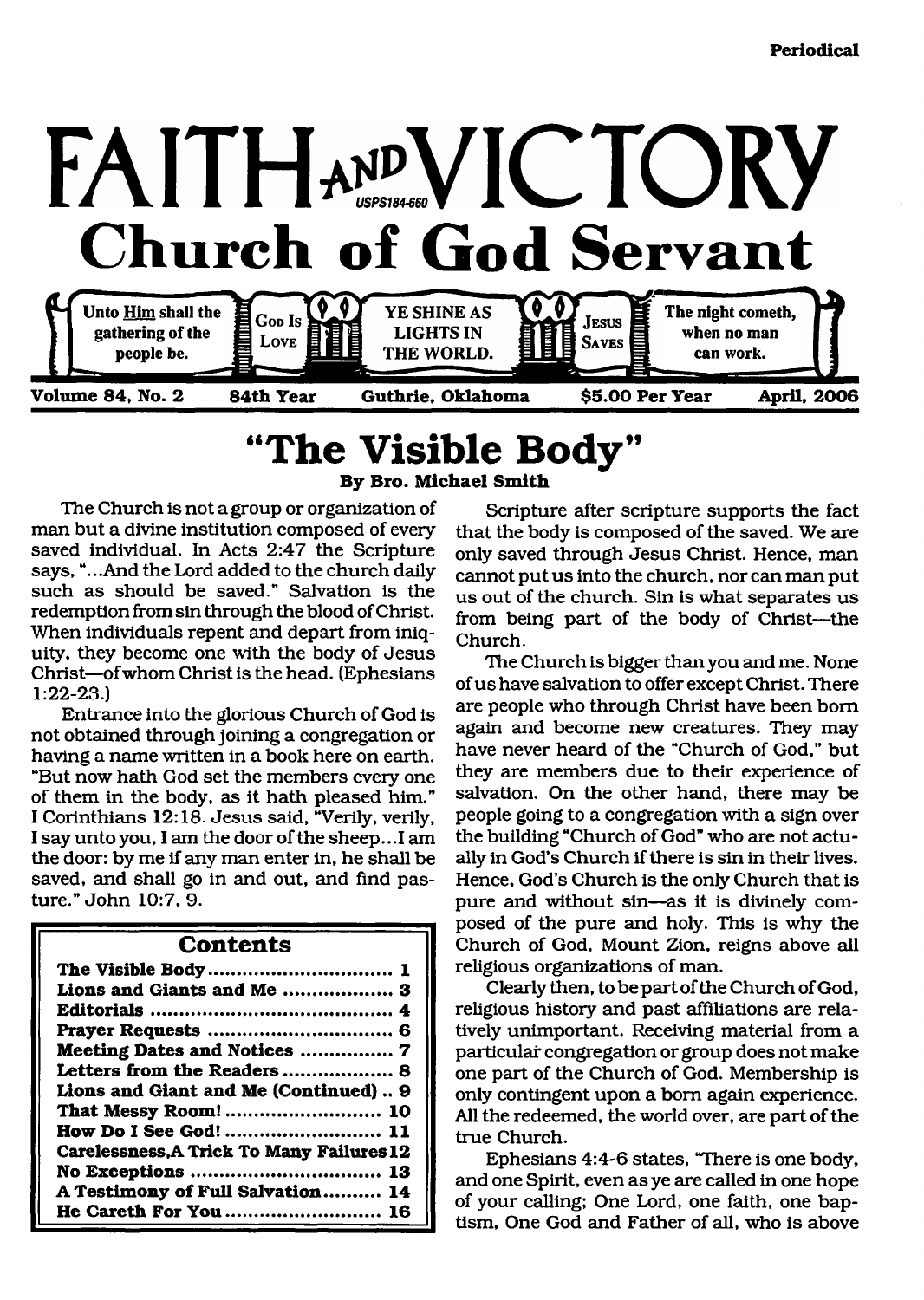Periodical

# FAITH AND VICTORY

## Church of God Servant

USPS184-660

Unto Him shall the gathering of the people be. | God Is Love | YE SHINE AS LIGHTS IN THE WORLD. | Jesus Saves | The night cometh, when no man can work.

Volume 84, No. 2 | 84th Year | Guthrie, Oklahoma | $5.00 Per Year | April, 2006

# "The Visible Body"

**By Bro. Michael Smith**

The Church is not a group or organization of man but a divine institution composed of every saved individual. In Acts 2:47 the Scripture says, "...And the Lord added to the church daily such as should be saved." Salvation is the redemption from sin through the blood of Christ. When individuals repent and depart from iniquity, they become one with the body of Jesus Christ—of whom Christ is the head. (Ephesians 1:22-23.)

Entrance into the glorious Church of God is not obtained through joining a congregation or having a name written in a book here on earth. "But now hath God set the members every one of them in the body, as it hath pleased him." I Corinthians 12:18. Jesus said, "Verily, verily, I say unto you, I am the door of the sheep...I am the door: by me if any man enter in, he shall be saved, and shall go in and out, and find pasture." John 10:7, 9.

| Contents | |
|---|---|
| The Visible Body | 1 |
| Lions and Giants and Me | 3 |
| Editorials | 4 |
| Prayer Requests | 6 |
| Meeting Dates and Notices | 7 |
| Letters from the Readers | 8 |
| Lions and Giant and Me (Continued) | 9 |
| That Messy Room! | 10 |
| How Do I See God! | 11 |
| Carelessness,A Trick To Many Failures | 12 |
| No Exceptions | 13 |
| A Testimony of Full Salvation | 14 |
| He Careth For You | 16 |

Scripture after scripture supports the fact that the body is composed of the saved. We are only saved through Jesus Christ. Hence, man cannot put us into the church, nor can man put us out of the church. Sin is what separates us from being part of the body of Christ—the Church.

The Church is bigger than you and me. None of us have salvation to offer except Christ. There are people who through Christ have been born again and become new creatures. They may have never heard of the "Church of God," but they are members due to their experience of salvation. On the other hand, there may be people going to a congregation with a sign over the building "Church of God" who are not actually in God's Church if there is sin in their lives. Hence, God's Church is the only Church that is pure and without sin—as it is divinely composed of the pure and holy. This is why the Church of God, Mount Zion, reigns above all religious organizations of man.

Clearly then, to be part of the Church of God, religious history and past affiliations are relatively unimportant. Receiving material from a particular congregation or group does not make one part of the Church of God. Membership is only contingent upon a born again experience. All the redeemed, the world over, are part of the true Church.

Ephesians 4:4-6 states, "There is one body, and one Spirit, even as ye are called in one hope of your calling; One Lord, one faith, one baptism, One God and Father of all, who is above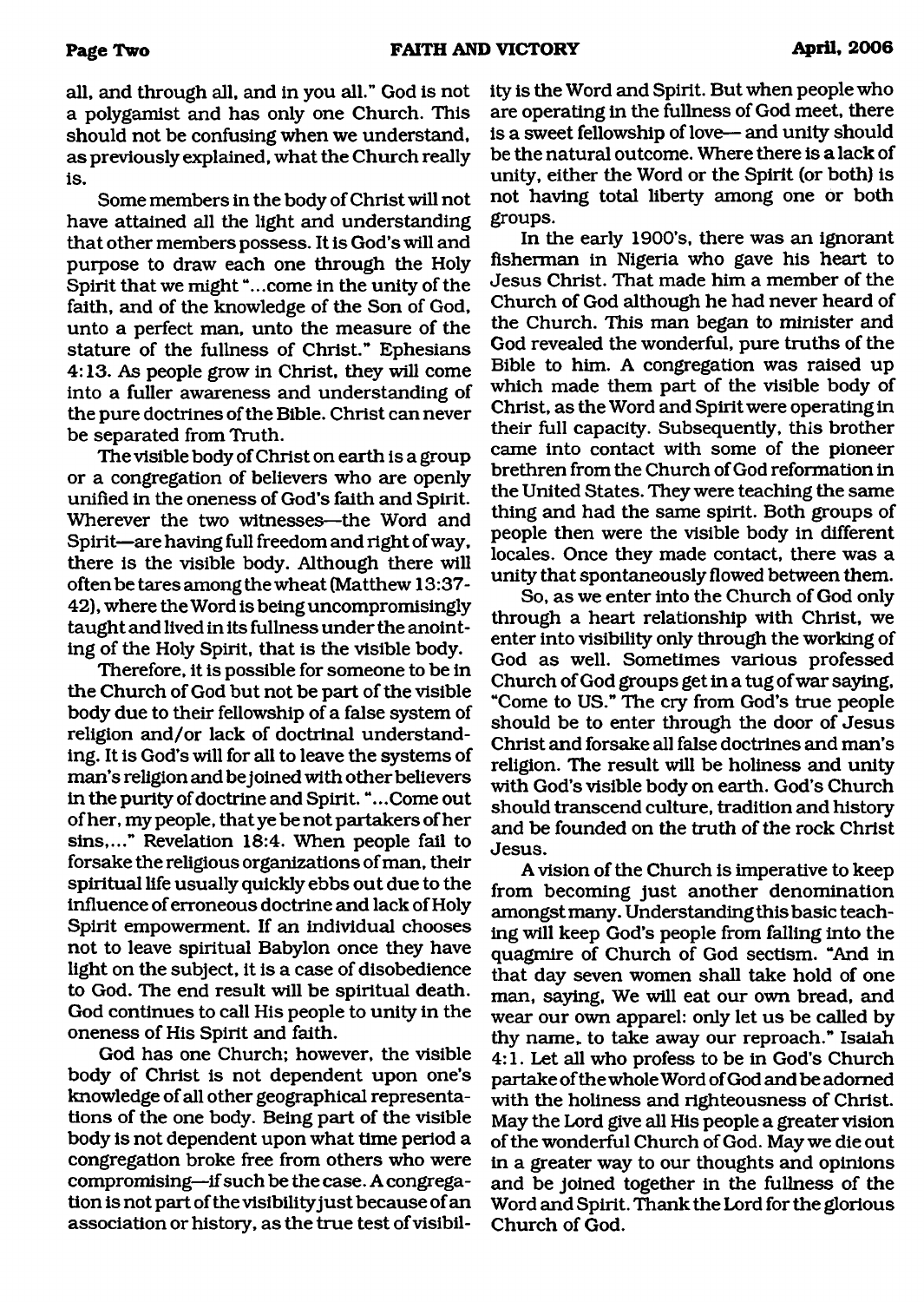all, and through all, and in you all." God is not a polygamist and has only one Church. This should not be confusing when we understand, as previously explained, what the Church really is.

Some members in the body of Christ will not have attained all the light and understanding that other members possess. It is God's will and purpose to draw each one through the Holy Spirit that we might "...come in the unity of the faith, and of the knowledge of the Son of God, unto a perfect man, unto the measure of the stature of the fullness of Christ." Ephesians 4:13. As people grow in Christ, they will come into a fuller awareness and understanding of the pure doctrines of the Bible. Christ can never be separated from Truth.

The visible body of Christ on earth is a group or a congregation of believers who are openly unified in the oneness of God's faith and Spirit. Wherever the two witnesses—the Word and Spirit—are having full freedom and right of way, there is the visible body. Although there will often be tares among the wheat (Matthew 13:37-42), where the Word is being uncompromisingly taught and lived in its fullness under the anointing of the Holy Spirit, that is the visible body.

Therefore, it is possible for someone to be in the Church of God but not be part of the visible body due to their fellowship of a false system of religion and/or lack of doctrinal understanding. It is God's will for all to leave the systems of man's religion and be joined with other believers in the purity of doctrine and Spirit. "...Come out of her, my people, that ye be not partakers of her sins,..." Revelation 18:4. When people fail to forsake the religious organizations of man, their spiritual life usually quickly ebbs out due to the influence of erroneous doctrine and lack of Holy Spirit empowerment. If an individual chooses not to leave spiritual Babylon once they have light on the subject, it is a case of disobedience to God. The end result will be spiritual death. God continues to call His people to unity in the oneness of His Spirit and faith.

God has one Church; however, the visible body of Christ is not dependent upon one's knowledge of all other geographical representations of the one body. Being part of the visible body is not dependent upon what time period a congregation broke free from others who were compromising—if such be the case. A congregation is not part of the visibility just because of an association or history, as the true test of visibility is the Word and Spirit. But when people who are operating in the fullness of God meet, there is a sweet fellowship of love— and unity should be the natural outcome. Where there is a lack of unity, either the Word or the Spirit (or both) is not having total liberty among one or both groups.

In the early 1900's, there was an ignorant fisherman in Nigeria who gave his heart to Jesus Christ. That made him a member of the Church of God although he had never heard of the Church. This man began to minister and God revealed the wonderful, pure truths of the Bible to him. A congregation was raised up which made them part of the visible body of Christ, as the Word and Spirit were operating in their full capacity. Subsequently, this brother came into contact with some of the pioneer brethren from the Church of God reformation in the United States. They were teaching the same thing and had the same spirit. Both groups of people then were the visible body in different locales. Once they made contact, there was a unity that spontaneously flowed between them.

So, as we enter into the Church of God only through a heart relationship with Christ, we enter into visibility only through the working of God as well. Sometimes various professed Church of God groups get in a tug of war saying, "Come to US." The cry from God's true people should be to enter through the door of Jesus Christ and forsake all false doctrines and man's religion. The result will be holiness and unity with God's visible body on earth. God's Church should transcend culture, tradition and history and be founded on the truth of the rock Christ Jesus.

A vision of the Church is imperative to keep from becoming just another denomination amongst many. Understanding this basic teaching will keep God's people from falling into the quagmire of Church of God sectism. "And in that day seven women shall take hold of one man, saying, We will eat our own bread, and wear our own apparel: only let us be called by thy name, to take away our reproach." Isaiah 4:1. Let all who profess to be in God's Church partake of the whole Word of God and be adorned with the holiness and righteousness of Christ. May the Lord give all His people a greater vision of the wonderful Church of God. May we die out in a greater way to our thoughts and opinions and be joined together in the fullness of the Word and Spirit. Thank the Lord for the glorious Church of God.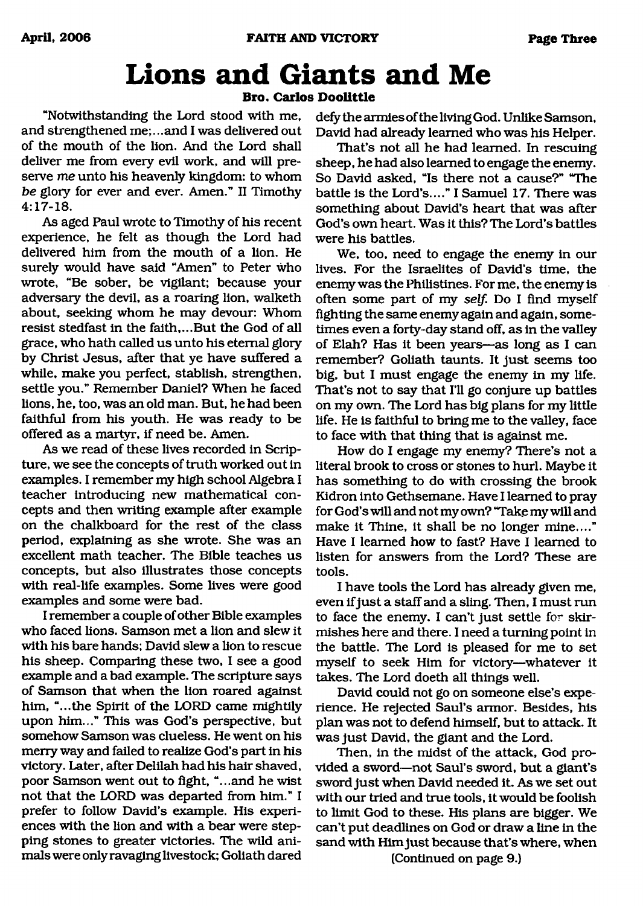# Lions and Giants and Me

**Bro. Carlos Doolittle**

"Notwithstanding the Lord stood with me, and strengthened me;...and I was delivered out of the mouth of the lion. And the Lord shall deliver me from every evil work, and will preserve *me* unto his heavenly kingdom: to whom *be* glory for ever and ever. Amen." II Timothy 4:17-18.

As aged Paul wrote to Timothy of his recent experience, he felt as though the Lord had delivered him from the mouth of a lion. He surely would have said "Amen" to Peter who wrote, "Be sober, be vigilant; because your adversary the devil, as a roaring lion, walketh about, seeking whom he may devour: Whom resist stedfast in the faith,...But the God of all grace, who hath called us unto his eternal glory by Christ Jesus, after that ye have suffered a while, make you perfect, stablish, strengthen, settle you." Remember Daniel? When he faced lions, he, too, was an old man. But, he had been faithful from his youth. He was ready to be offered as a martyr, if need be. Amen.

As we read of these lives recorded in Scripture, we see the concepts of truth worked out in examples. I remember my high school Algebra I teacher introducing new mathematical concepts and then writing example after example on the chalkboard for the rest of the class period, explaining as she wrote. She was an excellent math teacher. The Bible teaches us concepts, but also illustrates those concepts with real-life examples. Some lives were good examples and some were bad.

I remember a couple of other Bible examples who faced lions. Samson met a lion and slew it with his bare hands; David slew a lion to rescue his sheep. Comparing these two, I see a good example and a bad example. The scripture says of Samson that when the lion roared against him, "...the Spirit of the LORD came mightily upon him..." This was God's perspective, but somehow Samson was clueless. He went on his merry way and failed to realize God's part in his victory. Later, after Delilah had his hair shaved, poor Samson went out to fight, "...and he wist not that the LORD was departed from him." I prefer to follow David's example. His experiences with the lion and with a bear were stepping stones to greater victories. The wild animals were only ravaging livestock; Goliath dared defy the armies of the living God. Unlike Samson, David had already learned who was his Helper.

That's not all he had learned. In rescuing sheep, he had also learned to engage the enemy. So David asked, "Is there not a cause?" "The battle is the Lord's...." I Samuel 17. There was something about David's heart that was after God's own heart. Was it this? The Lord's battles were his battles.

We, too, need to engage the enemy in our lives. For the Israelites of David's time, the enemy was the Philistines. For me, the enemy is often some part of my *self.* Do I find myself fighting the same enemy again and again, sometimes even a forty-day stand off, as in the valley of Elah? Has it been years—as long as I can remember? Goliath taunts. It just seems too big, but I must engage the enemy in my life. That's not to say that I'll go conjure up battles on my own. The Lord has big plans for my little life. He is faithful to bring me to the valley, face to face with that thing that is against me.

How do I engage my enemy? There's not a literal brook to cross or stones to hurl. Maybe it has something to do with crossing the brook Kidron into Gethsemane. Have I learned to pray for God's will and not my own? "Take my will and make it Thine, it shall be no longer mine...." Have I learned how to fast? Have I learned to listen for answers from the Lord? These are tools.

I have tools the Lord has already given me, even if just a staff and a sling. Then, I must run to face the enemy. I can't just settle for skirmishes here and there. I need a turning point in the battle. The Lord is pleased for me to set myself to seek Him for victory—whatever it takes. The Lord doeth all things well.

David could not go on someone else's experience. He rejected Saul's armor. Besides, his plan was not to defend himself, but to attack. It was just David, the giant and the Lord.

Then, in the midst of the attack, God provided a sword—not Saul's sword, but a giant's sword just when David needed it. As we set out with our tried and true tools, it would be foolish to limit God to these. His plans are bigger. We can't put deadlines on God or draw a line in the sand with Him just because that's where, when

(Continued on page 9.)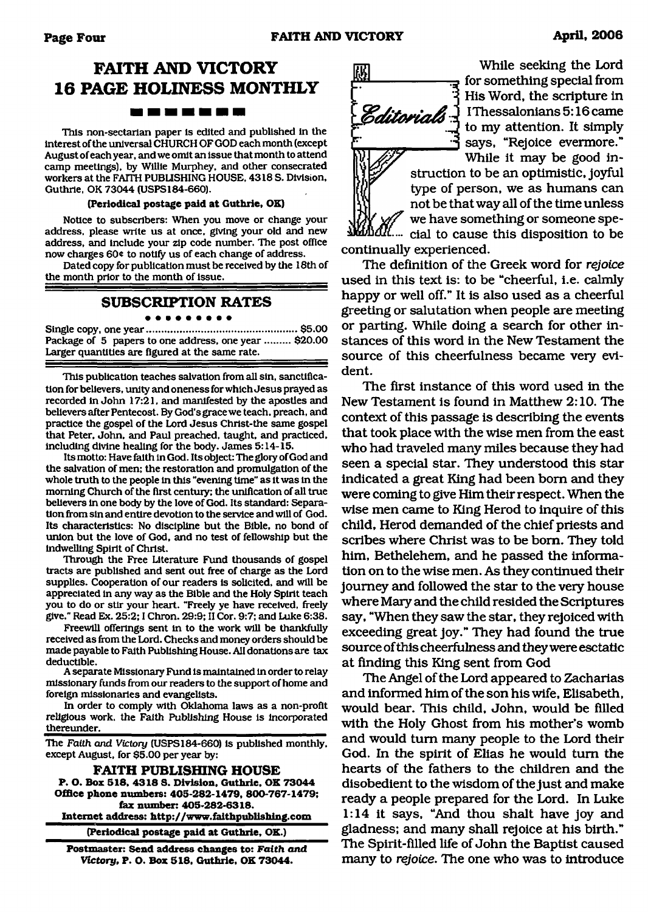# FAITH AND VICTORY 16 PAGE HOLINESS MONTHLY

This non-sectarian paper is edited and published in the interest of the universal CHURCH OF GOD each month (except August of each year, and we omit an issue that month to attend camp meetings), by Willie Murphey, and other consecrated workers at the FAITH PUBLISHING HOUSE, 4318 S. Division, Guthrie, OK 73044 (USPS184-660).

**(Periodical postage paid at Guthrie, OK)**

Notice to subscribers: When you move or change your address, please write us at once, giving your old and new address, and include your zip code number. The post office now charges 60¢ to notify us of each change of address.

Dated copy for publication must be received by the 18th of the month prior to the month of issue.

## SUBSCRIPTION RATES

Single copy, one year .............................................. $5.00
Package of 5 papers to one address, one year ......... $20.00
Larger quantities are figured at the same rate.

This publication teaches salvation from all sin, sanctification for believers, unity and oneness for which Jesus prayed as recorded in John 17:21, and manifested by the apostles and believers after Pentecost. By God's grace we teach, preach, and practice the gospel of the Lord Jesus Christ-the same gospel that Peter, John, and Paul preached, taught, and practiced, including divine healing for the body. James 5:14-15.

Its motto: Have faith in God. Its object: The glory of God and the salvation of men; the restoration and promulgation of the whole truth to the people in this "evening time" as it was in the morning Church of the first century; the unification of all true believers in one body by the love of God. Its standard: Separation from sin and entire devotion to the service and will of God. Its characteristics: No discipline but the Bible, no bond of union but the love of God, and no test of fellowship but the indwelling Spirit of Christ.

Through the Free Literature Fund thousands of gospel tracts are published and sent out free of charge as the Lord supplies. Cooperation of our readers is solicited, and will be appreciated in any way as the Bible and the Holy Spirit teach you to do or stir your heart. "Freely ye have received, freely give." Read Ex. 25:2; I Chron. 29:9; II Cor. 9:7; and Luke 6:38.

Freewill offerings sent in to the work will be thankfully received as from the Lord. Checks and money orders should be made payable to Faith Publishing House. All donations are tax deductible.

A separate Missionary Fund is maintained in order to relay missionary funds from our readers to the support of home and foreign missionaries and evangelists.

In order to comply with Oklahoma laws as a non-profit religious work, the Faith Publishing House is incorporated thereunder.

The *Faith and Victory* (USPS184-660) is published monthly, except August, for $5.00 per year by:

**FAITH PUBLISHING HOUSE**
**P. O. Box 518, 4318 S. Division, Guthrie, OK 73044**
**Office phone numbers: 405-282-1479, 800-767-1479; fax number: 405-282-6318.**
**Internet address: http://www.faithpublishing.com**

**(Periodical postage paid at Guthrie, OK.)**

**Postmaster: Send address changes to: *Faith and Victory*, P. O. Box 518, Guthrie, OK 73044.**

## Editorials

While seeking the Lord for something special from His Word, the scripture in I Thessalonians 5:16 came to my attention. It simply says, "Rejoice evermore." While it may be good instruction to be an optimistic, joyful type of person, we as humans can not be that way all of the time unless we have something or someone special to cause this disposition to be continually experienced.

The definition of the Greek word for *rejoice* used in this text is: to be "cheerful, i.e. calmly happy or well off." It is also used as a cheerful greeting or salutation when people are meeting or parting. While doing a search for other instances of this word in the New Testament the source of this cheerfulness became very evident.

The first instance of this word used in the New Testament is found in Matthew 2:10. The context of this passage is describing the events that took place with the wise men from the east who had traveled many miles because they had seen a special star. They understood this star indicated a great King had been born and they were coming to give Him their respect. When the wise men came to King Herod to inquire of this child, Herod demanded of the chief priests and scribes where Christ was to be born. They told him, Bethelehem, and he passed the information on to the wise men. As they continued their journey and followed the star to the very house where Mary and the child resided the Scriptures say, "When they saw the star, they rejoiced with exceeding great joy." They had found the true source of this cheerfulness and they were esctatic at finding this King sent from God

The Angel of the Lord appeared to Zacharias and informed him of the son his wife, Elisabeth, would bear. This child, John, would be filled with the Holy Ghost from his mother's womb and would turn many people to the Lord their God. In the spirit of Elias he would turn the hearts of the fathers to the children and the disobedient to the wisdom of the just and make ready a people prepared for the Lord. In Luke 1:14 it says, "And thou shalt have joy and gladness; and many shall rejoice at his birth." The Spirit-filled life of John the Baptist caused many to *rejoice*. The one who was to introduce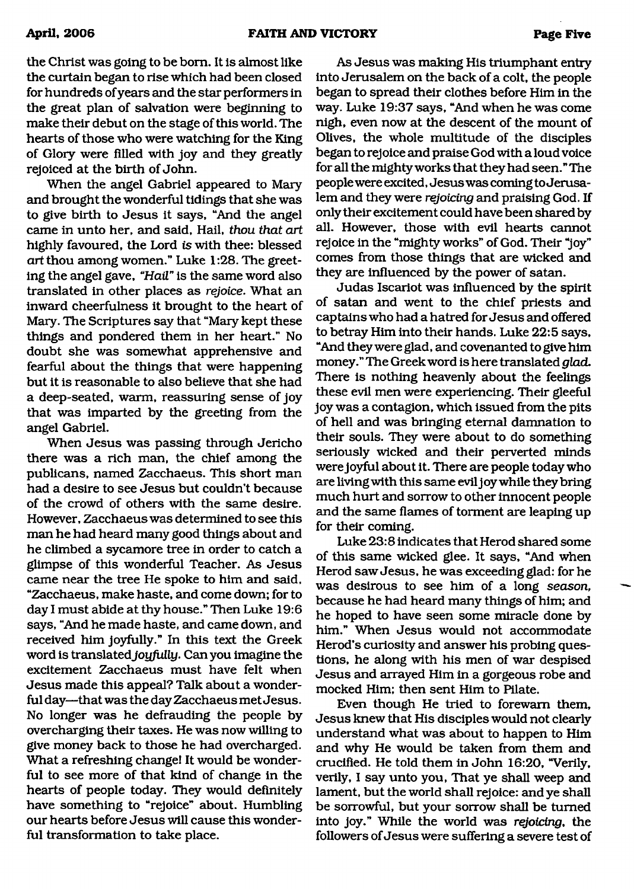the Christ was going to be born. It is almost like the curtain began to rise which had been closed for hundreds of years and the star performers in the great plan of salvation were beginning to make their debut on the stage of this world. The hearts of those who were watching for the King of Glory were filled with joy and they greatly rejoiced at the birth of John.

When the angel Gabriel appeared to Mary and brought the wonderful tidings that she was to give birth to Jesus it says, "And the angel came in unto her, and said, Hail, *thou that art* highly favoured, the Lord *is* with thee: blessed *art* thou among women." Luke 1:28. The greeting the angel gave, *"Hail"* is the same word also translated in other places as *rejoice*. What an inward cheerfulness it brought to the heart of Mary. The Scriptures say that "Mary kept these things and pondered them in her heart." No doubt she was somewhat apprehensive and fearful about the things that were happening but it is reasonable to also believe that she had a deep-seated, warm, reassuring sense of joy that was imparted by the greeting from the angel Gabriel.

When Jesus was passing through Jericho there was a rich man, the chief among the publicans, named Zacchaeus. This short man had a desire to see Jesus but couldn't because of the crowd of others with the same desire. However, Zacchaeus was determined to see this man he had heard many good things about and he climbed a sycamore tree in order to catch a glimpse of this wonderful Teacher. As Jesus came near the tree He spoke to him and said, "Zacchaeus, make haste, and come down; for to day I must abide at thy house." Then Luke 19:6 says, "And he made haste, and came down, and received him joyfully." In this text the Greek word is translated *joyfully*. Can you imagine the excitement Zacchaeus must have felt when Jesus made this appeal? Talk about a wonderful day—that was the day Zacchaeus met Jesus. No longer was he defrauding the people by overcharging their taxes. He was now willing to give money back to those he had overcharged. What a refreshing change! It would be wonderful to see more of that kind of change in the hearts of people today. They would definitely have something to "rejoice" about. Humbling our hearts before Jesus will cause this wonderful transformation to take place.

As Jesus was making His triumphant entry into Jerusalem on the back of a colt, the people began to spread their clothes before Him in the way. Luke 19:37 says, "And when he was come nigh, even now at the descent of the mount of Olives, the whole multitude of the disciples began to rejoice and praise God with a loud voice for all the mighty works that they had seen." The people were excited, Jesus was coming to Jerusalem and they were *rejoicing* and praising God. If only their excitement could have been shared by all. However, those with evil hearts cannot rejoice in the "mighty works" of God. Their "joy" comes from those things that are wicked and they are influenced by the power of satan.

Judas Iscariot was influenced by the spirit of satan and went to the chief priests and captains who had a hatred for Jesus and offered to betray Him into their hands. Luke 22:5 says, "And they were glad, and covenanted to give him money." The Greek word is here translated *glad*. There is nothing heavenly about the feelings these evil men were experiencing. Their gleeful joy was a contagion, which issued from the pits of hell and was bringing eternal damnation to their souls. They were about to do something seriously wicked and their perverted minds were joyful about it. There are people today who are living with this same evil joy while they bring much hurt and sorrow to other innocent people and the same flames of torment are leaping up for their coming.

Luke 23:8 indicates that Herod shared some of this same wicked glee. It says, "And when Herod saw Jesus, he was exceeding glad: for he was desirous to see him of a long *season*, because he had heard many things of him; and he hoped to have seen some miracle done by him." When Jesus would not accommodate Herod's curiosity and answer his probing questions, he along with his men of war despised Jesus and arrayed Him in a gorgeous robe and mocked Him; then sent Him to Pilate.

Even though He tried to forewarn them, Jesus knew that His disciples would not clearly understand what was about to happen to Him and why He would be taken from them and crucified. He told them in John 16:20, "Verily, verily, I say unto you, That ye shall weep and lament, but the world shall rejoice: and ye shall be sorrowful, but your sorrow shall be turned into joy." While the world was *rejoicing*, the followers of Jesus were suffering a severe test of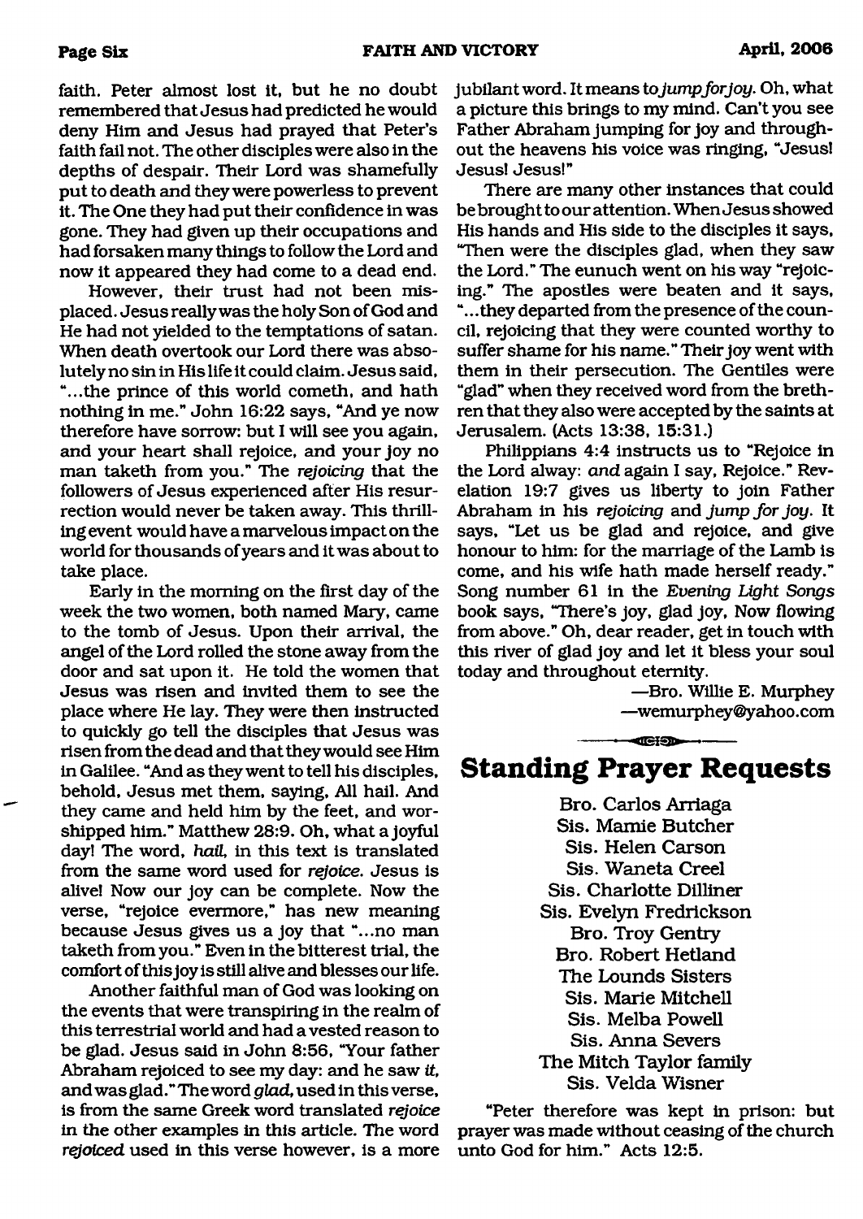faith. Peter almost lost it, but he no doubt remembered that Jesus had predicted he would deny Him and Jesus had prayed that Peter's faith fail not. The other disciples were also in the depths of despair. Their Lord was shamefully put to death and they were powerless to prevent it. The One they had put their confidence in was gone. They had given up their occupations and had forsaken many things to follow the Lord and now it appeared they had come to a dead end.

However, their trust had not been misplaced. Jesus really was the holy Son of God and He had not yielded to the temptations of satan. When death overtook our Lord there was absolutely no sin in His life it could claim. Jesus said, "...the prince of this world cometh, and hath nothing in me." John 16:22 says, "And ye now therefore have sorrow: but I will see you again, and your heart shall rejoice, and your joy no man taketh from you." The *rejoicing* that the followers of Jesus experienced after His resurrection would never be taken away. This thrilling event would have a marvelous impact on the world for thousands of years and it was about to take place.

Early in the morning on the first day of the week the two women, both named Mary, came to the tomb of Jesus. Upon their arrival, the angel of the Lord rolled the stone away from the door and sat upon it. He told the women that Jesus was risen and invited them to see the place where He lay. They were then instructed to quickly go tell the disciples that Jesus was risen from the dead and that they would see Him in Galilee. "And as they went to tell his disciples, behold, Jesus met them, saying, All hail. And they came and held him by the feet, and worshipped him." Matthew 28:9. Oh, what a joyful day! The word, *hail*, in this text is translated from the same word used for *rejoice*. Jesus is alive! Now our joy can be complete. Now the verse, "rejoice evermore," has new meaning because Jesus gives us a joy that "...no man taketh from you." Even in the bitterest trial, the comfort of this joy is still alive and blesses our life.

Another faithful man of God was looking on the events that were transpiring in the realm of this terrestrial world and had a vested reason to be glad. Jesus said in John 8:56, "Your father Abraham rejoiced to see my day: and he saw *it*, and was glad." The word *glad*, used in this verse, is from the same Greek word translated *rejoice* in the other examples in this article. The word *rejoiced* used in this verse however, is a more jubilant word. It means to *jump for joy*. Oh, what a picture this brings to my mind. Can't you see Father Abraham jumping for joy and throughout the heavens his voice was ringing, "Jesus! Jesus! Jesus!"

There are many other instances that could be brought to our attention. When Jesus showed His hands and His side to the disciples it says, "Then were the disciples glad, when they saw the Lord." The eunuch went on his way "rejoicing." The apostles were beaten and it says, "...they departed from the presence of the council, rejoicing that they were counted worthy to suffer shame for his name." Their joy went with them in their persecution. The Gentiles were "glad" when they received word from the brethren that they also were accepted by the saints at Jerusalem. (Acts 13:38, 15:31.)

Philippians 4:4 instructs us to "Rejoice in the Lord alway: *and* again I say, Rejoice." Revelation 19:7 gives us liberty to join Father Abraham in his *rejoicing* and *jump for joy*. It says, "Let us be glad and rejoice, and give honour to him: for the marriage of the Lamb is come, and his wife hath made herself ready." Song number 61 in the *Evening Light Songs* book says, "There's joy, glad joy, Now flowing from above." Oh, dear reader, get in touch with this river of glad joy and let it bless your soul today and throughout eternity.

—Bro. Willie E. Murphey
—wemurphey@yahoo.com

## Standing Prayer Requests

Bro. Carlos Arriaga
Sis. Mamie Butcher
Sis. Helen Carson
Sis. Waneta Creel
Sis. Charlotte Dilliner
Sis. Evelyn Fredrickson
Bro. Troy Gentry
Bro. Robert Hetland
The Lounds Sisters
Sis. Marie Mitchell
Sis. Melba Powell
Sis. Anna Severs
The Mitch Taylor family
Sis. Velda Wisner

"Peter therefore was kept in prison: but prayer was made without ceasing of the church unto God for him." Acts 12:5.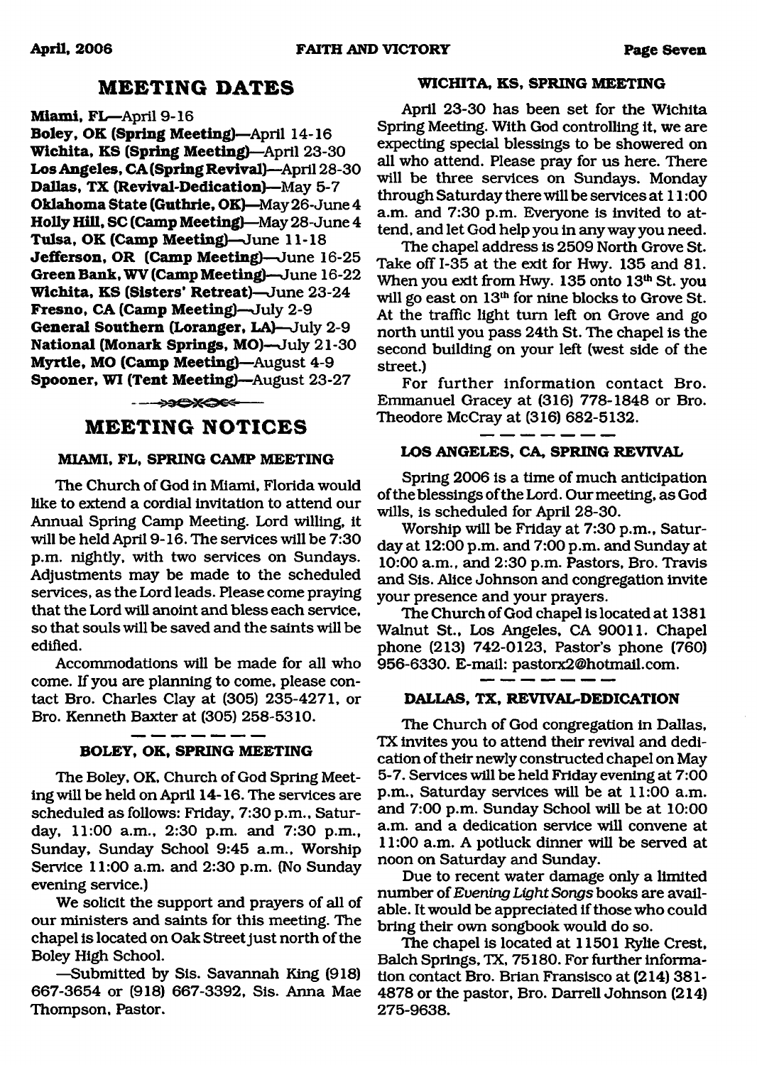## MEETING DATES

**Miami, FL**—April 9-16
**Boley, OK (Spring Meeting)**—April 14-16
**Wichita, KS (Spring Meeting)**—April 23-30
**Los Angeles, CA (Spring Revival)**—April 28-30
**Dallas, TX (Revival-Dedication)**—May 5-7
**Oklahoma State (Guthrie, OK)**—May 26-June 4
**Holly Hill, SC (Camp Meeting)**—May 28-June 4
**Tulsa, OK (Camp Meeting)**—June 11-18
**Jefferson, OR (Camp Meeting)**—June 16-25
**Green Bank, WV (Camp Meeting)**—June 16-22
**Wichita, KS (Sisters' Retreat)**—June 23-24
**Fresno, CA (Camp Meeting)**—July 2-9
**General Southern (Loranger, LA)**—July 2-9
**National (Monark Springs, MO)**—July 21-30
**Myrtle, MO (Camp Meeting)**—August 4-9
**Spooner, WI (Tent Meeting)**—August 23-27

## MEETING NOTICES

### MIAMI, FL, SPRING CAMP MEETING

The Church of God in Miami, Florida would like to extend a cordial invitation to attend our Annual Spring Camp Meeting. Lord willing, it will be held April 9-16. The services will be 7:30 p.m. nightly, with two services on Sundays. Adjustments may be made to the scheduled services, as the Lord leads. Please come praying that the Lord will anoint and bless each service, so that souls will be saved and the saints will be edified.

Accommodations will be made for all who come. If you are planning to come, please contact Bro. Charles Clay at (305) 235-4271, or Bro. Kenneth Baxter at (305) 258-5310.

### BOLEY, OK, SPRING MEETING

The Boley, OK, Church of God Spring Meeting will be held on April 14-16. The services are scheduled as follows: Friday, 7:30 p.m., Saturday, 11:00 a.m., 2:30 p.m. and 7:30 p.m., Sunday, Sunday School 9:45 a.m., Worship Service 11:00 a.m. and 2:30 p.m. (No Sunday evening service.)

We solicit the support and prayers of all of our ministers and saints for this meeting. The chapel is located on Oak Street just north of the Boley High School.

—Submitted by Sis. Savannah King (918) 667-3654 or (918) 667-3392, Sis. Anna Mae Thompson, Pastor.

### WICHITA, KS, SPRING MEETING

April 23-30 has been set for the Wichita Spring Meeting. With God controlling it, we are expecting special blessings to be showered on all who attend. Please pray for us here. There will be three services on Sundays. Monday through Saturday there will be services at 11:00 a.m. and 7:30 p.m. Everyone is invited to attend, and let God help you in any way you need.

The chapel address is 2509 North Grove St. Take off I-35 at the exit for Hwy. 135 and 81. When you exit from Hwy. 135 onto 13th St. you will go east on 13th for nine blocks to Grove St. At the traffic light turn left on Grove and go north until you pass 24th St. The chapel is the second building on your left (west side of the street.)

For further information contact Bro. Emmanuel Gracey at (316) 778-1848 or Bro. Theodore McCray at (316) 682-5132.

### LOS ANGELES, CA, SPRING REVIVAL

Spring 2006 is a time of much anticipation of the blessings of the Lord. Our meeting, as God wills, is scheduled for April 28-30.

Worship will be Friday at 7:30 p.m., Saturday at 12:00 p.m. and 7:00 p.m. and Sunday at 10:00 a.m., and 2:30 p.m. Pastors, Bro. Travis and Sis. Alice Johnson and congregation invite your presence and your prayers.

The Church of God chapel is located at 1381 Walnut St., Los Angeles, CA 90011. Chapel phone (213) 742-0123, Pastor's phone (760) 956-6330. E-mail: pastorx2@hotmail.com.

### DALLAS, TX, REVIVAL-DEDICATION

The Church of God congregation in Dallas, TX invites you to attend their revival and dedication of their newly constructed chapel on May 5-7. Services will be held Friday evening at 7:00 p.m., Saturday services will be at 11:00 a.m. and 7:00 p.m. Sunday School will be at 10:00 a.m. and a dedication service will convene at 11:00 a.m. A potluck dinner will be served at noon on Saturday and Sunday.

Due to recent water damage only a limited number of *Evening Light Songs* books are available. It would be appreciated if those who could bring their own songbook would do so.

The chapel is located at 11501 Rylie Crest, Balch Springs, TX, 75180. For further information contact Bro. Brian Fransisco at (214) 381-4878 or the pastor, Bro. Darrell Johnson (214) 275-9638.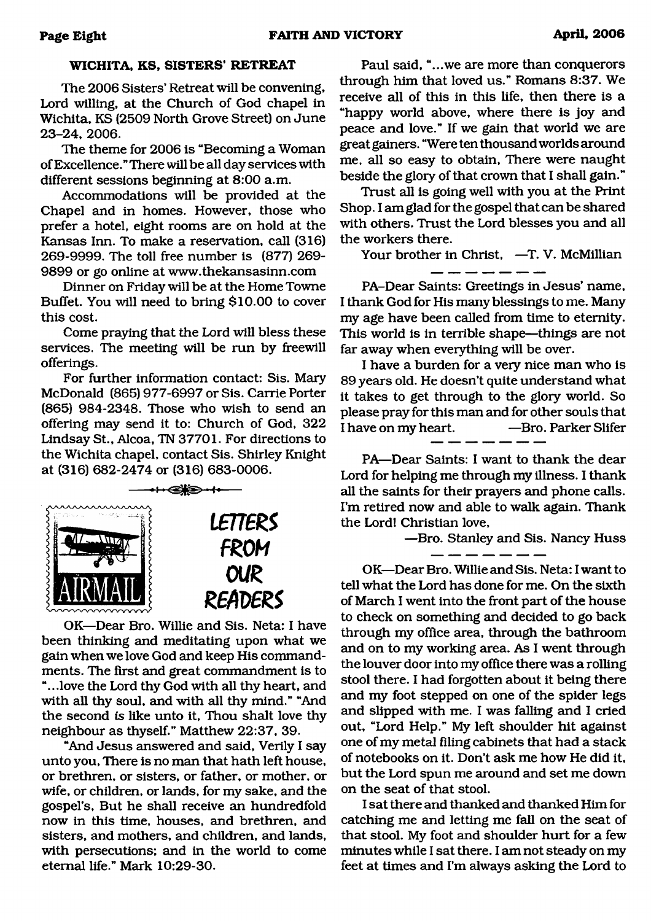## WICHITA, KS, SISTERS' RETREAT

The 2006 Sisters' Retreat will be convening, Lord willing, at the Church of God chapel in Wichita, KS (2509 North Grove Street) on June 23–24, 2006.

The theme for 2006 is "Becoming a Woman of Excellence." There will be all day services with different sessions beginning at 8:00 a.m.

Accommodations will be provided at the Chapel and in homes. However, those who prefer a hotel, eight rooms are on hold at the Kansas Inn. To make a reservation, call (316) 269-9999. The toll free number is (877) 269-9899 or go online at www.thekansasinn.com

Dinner on Friday will be at the Home Towne Buffet. You will need to bring $10.00 to cover this cost.

Come praying that the Lord will bless these services. The meeting will be run by freewill offerings.

For further information contact: Sis. Mary McDonald (865) 977-6997 or Sis. Carrie Porter (865) 984-2348. Those who wish to send an offering may send it to: Church of God, 322 Lindsay St., Alcoa, TN 37701. For directions to the Wichita chapel, contact Sis. Shirley Knight at (316) 682-2474 or (316) 683-0006.

## LETTERS FROM OUR READERS

OK—Dear Bro. Willie and Sis. Neta: I have been thinking and meditating upon what we gain when we love God and keep His commandments. The first and great commandment is to "...love the Lord thy God with all thy heart, and with all thy soul, and with all thy mind." "And the second *is* like unto it, Thou shalt love thy neighbour as thyself." Matthew 22:37, 39.

"And Jesus answered and said, Verily I say unto you, There is no man that hath left house, or brethren, or sisters, or father, or mother, or wife, or children, or lands, for my sake, and the gospel's, But he shall receive an hundredfold now in this time, houses, and brethren, and sisters, and mothers, and children, and lands, with persecutions; and in the world to come eternal life." Mark 10:29-30.

Paul said, "...we are more than conquerors through him that loved us." Romans 8:37. We receive all of this in this life, then there is a "happy world above, where there is joy and peace and love." If we gain that world we are great gainers. "Were ten thousand worlds around me, all so easy to obtain, There were naught beside the glory of that crown that I shall gain."

Trust all is going well with you at the Print Shop. I am glad for the gospel that can be shared with others. Trust the Lord blesses you and all the workers there.

Your brother in Christ, —T. V. McMillian

---

PA–Dear Saints: Greetings in Jesus' name, I thank God for His many blessings to me. Many my age have been called from time to eternity. This world is in terrible shape—things are not far away when everything will be over.

I have a burden for a very nice man who is 89 years old. He doesn't quite understand what it takes to get through to the glory world. So please pray for this man and for other souls that I have on my heart. —Bro. Parker Slifer

---

PA—Dear Saints: I want to thank the dear Lord for helping me through my illness. I thank all the saints for their prayers and phone calls. I'm retired now and able to walk again. Thank the Lord! Christian love,

—Bro. Stanley and Sis. Nancy Huss

---

OK—Dear Bro. Willie and Sis. Neta: I want to tell what the Lord has done for me. On the sixth of March I went into the front part of the house to check on something and decided to go back through my office area, through the bathroom and on to my working area. As I went through the louver door into my office there was a rolling stool there. I had forgotten about it being there and my foot stepped on one of the spider legs and slipped with me. I was falling and I cried out, "Lord Help." My left shoulder hit against one of my metal filing cabinets that had a stack of notebooks on it. Don't ask me how He did it, but the Lord spun me around and set me down on the seat of that stool.

I sat there and thanked and thanked Him for catching me and letting me fall on the seat of that stool. My foot and shoulder hurt for a few minutes while I sat there. I am not steady on my feet at times and I'm always asking the Lord to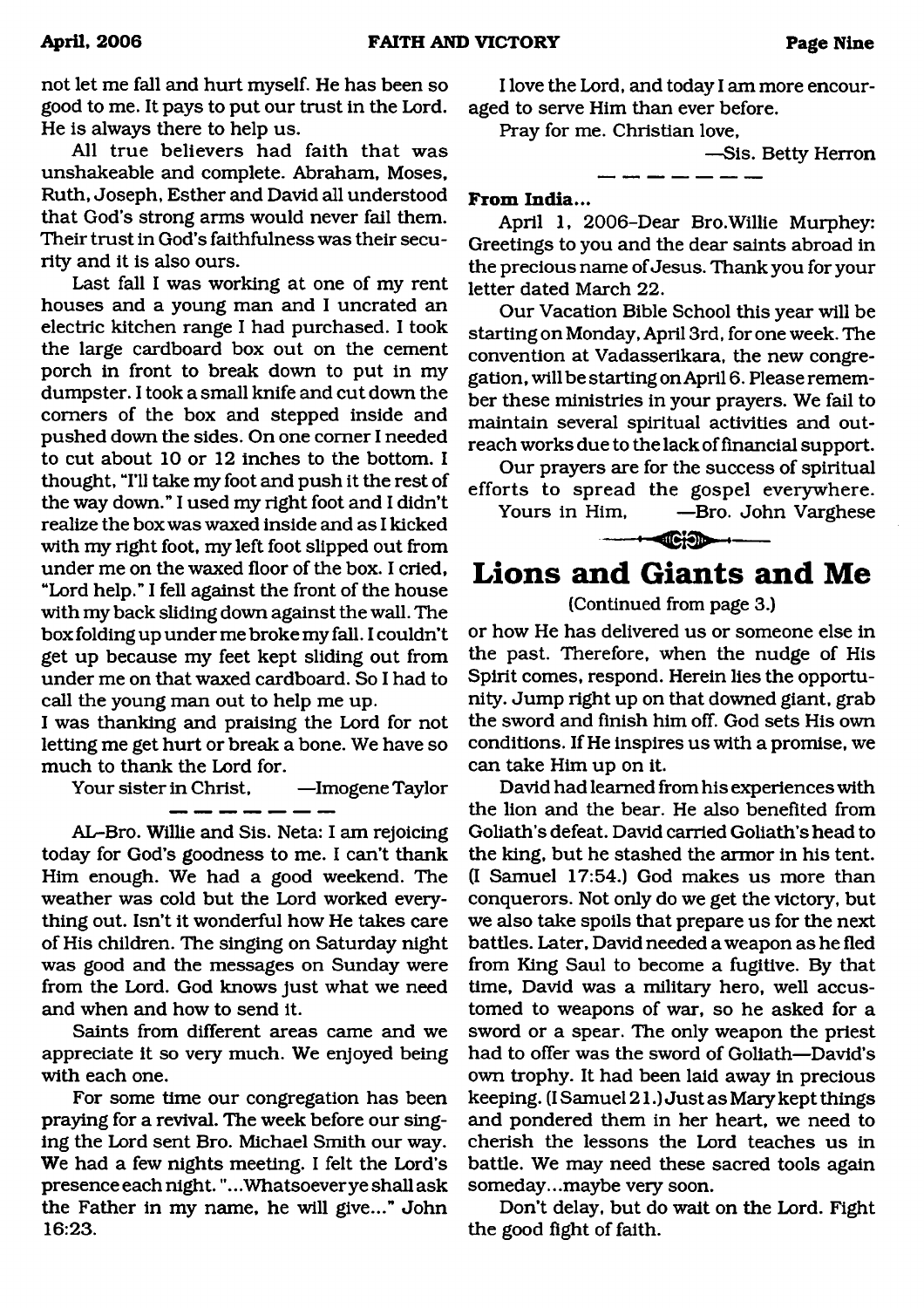not let me fall and hurt myself. He has been so good to me. It pays to put our trust in the Lord. He is always there to help us.

All true believers had faith that was unshakeable and complete. Abraham, Moses, Ruth, Joseph, Esther and David all understood that God's strong arms would never fail them. Their trust in God's faithfulness was their security and it is also ours.

Last fall I was working at one of my rent houses and a young man and I uncrated an electric kitchen range I had purchased. I took the large cardboard box out on the cement porch in front to break down to put in my dumpster. I took a small knife and cut down the corners of the box and stepped inside and pushed down the sides. On one corner I needed to cut about 10 or 12 inches to the bottom. I thought, "I'll take my foot and push it the rest of the way down." I used my right foot and I didn't realize the box was waxed inside and as I kicked with my right foot, my left foot slipped out from under me on the waxed floor of the box. I cried, "Lord help." I fell against the front of the house with my back sliding down against the wall. The box folding up under me broke my fall. I couldn't get up because my feet kept sliding out from under me on that waxed cardboard. So I had to call the young man out to help me up.

I was thanking and praising the Lord for not letting me get hurt or break a bone. We have so much to thank the Lord for.

Your sister in Christ, —Imogene Taylor

---

AL–Bro. Willie and Sis. Neta: I am rejoicing today for God's goodness to me. I can't thank Him enough. We had a good weekend. The weather was cold but the Lord worked everything out. Isn't it wonderful how He takes care of His children. The singing on Saturday night was good and the messages on Sunday were from the Lord. God knows just what we need and when and how to send it.

Saints from different areas came and we appreciate it so very much. We enjoyed being with each one.

For some time our congregation has been praying for a revival. The week before our singing the Lord sent Bro. Michael Smith our way. We had a few nights meeting. I felt the Lord's presence each night. "...Whatsoever ye shall ask the Father in my name, he will give..." John 16:23.

I love the Lord, and today I am more encouraged to serve Him than ever before.

Pray for me. Christian love,

—Sis. Betty Herron

---

**From India...**

April 1, 2006–Dear Bro.Willie Murphey: Greetings to you and the dear saints abroad in the precious name of Jesus. Thank you for your letter dated March 22.

Our Vacation Bible School this year will be starting on Monday, April 3rd, for one week. The convention at Vadasserikara, the new congregation, will be starting on April 6. Please remember these ministries in your prayers. We fail to maintain several spiritual activities and outreach works due to the lack of financial support.

Our prayers are for the success of spiritual efforts to spread the gospel everywhere.

Yours in Him, —Bro. John Varghese

# Lions and Giants and Me

(Continued from page 3.)

or how He has delivered us or someone else in the past. Therefore, when the nudge of His Spirit comes, respond. Herein lies the opportunity. Jump right up on that downed giant, grab the sword and finish him off. God sets His own conditions. If He inspires us with a promise, we can take Him up on it.

David had learned from his experiences with the lion and the bear. He also benefited from Goliath's defeat. David carried Goliath's head to the king, but he stashed the armor in his tent. (I Samuel 17:54.) God makes us more than conquerors. Not only do we get the victory, but we also take spoils that prepare us for the next battles. Later, David needed a weapon as he fled from King Saul to become a fugitive. By that time, David was a military hero, well accustomed to weapons of war, so he asked for a sword or a spear. The only weapon the priest had to offer was the sword of Goliath—David's own trophy. It had been laid away in precious keeping. (I Samuel 21.) Just as Mary kept things and pondered them in her heart, we need to cherish the lessons the Lord teaches us in battle. We may need these sacred tools again someday...maybe very soon.

Don't delay, but do wait on the Lord. Fight the good fight of faith.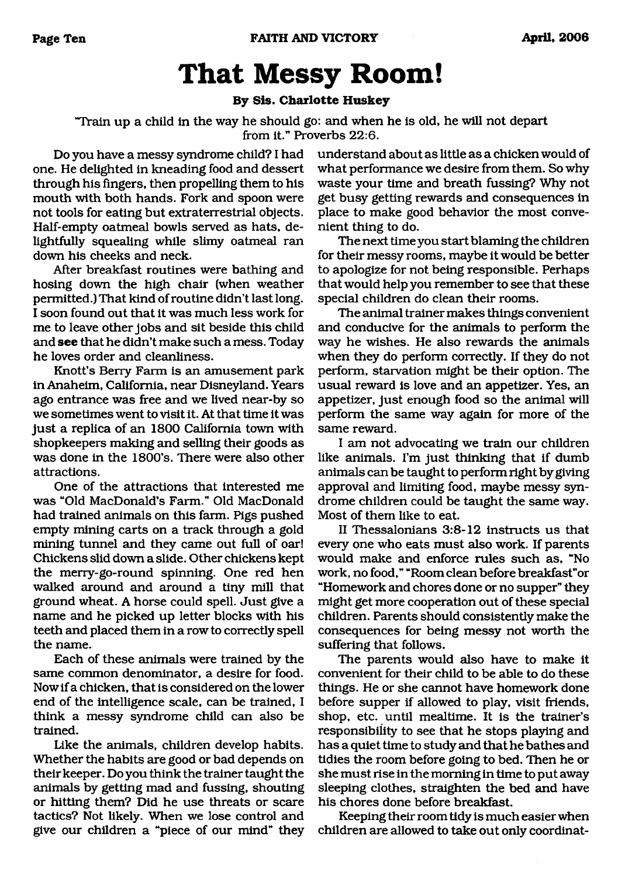# That Messy Room!

**By Sis. Charlotte Huskey**

"Train up a child in the way he should go: and when he is old, he will not depart from it." Proverbs 22:6.

Do you have a messy syndrome child? I had one. He delighted in kneading food and dessert through his fingers, then propelling them to his mouth with both hands. Fork and spoon were not tools for eating but extraterrestrial objects. Half-empty oatmeal bowls served as hats, delightfully squealing while slimy oatmeal ran down his cheeks and neck.

After breakfast routines were bathing and hosing down the high chair (when weather permitted.) That kind of routine didn't last long. I soon found out that it was much less work for me to leave other jobs and sit beside this child and **see** that he didn't make such a mess. Today he loves order and cleanliness.

Knott's Berry Farm is an amusement park in Anaheim, California, near Disneyland. Years ago entrance was free and we lived near-by so we sometimes went to visit it. At that time it was just a replica of an 1800 California town with shopkeepers making and selling their goods as was done in the 1800's. There were also other attractions.

One of the attractions that interested me was "Old MacDonald's Farm." Old MacDonald had trained animals on this farm. Pigs pushed empty mining carts on a track through a gold mining tunnel and they came out full of oar! Chickens slid down a slide. Other chickens kept the merry-go-round spinning. One red hen walked around and around a tiny mill that ground wheat. A horse could spell. Just give a name and he picked up letter blocks with his teeth and placed them in a row to correctly spell the name.

Each of these animals were trained by the same common denominator, a desire for food. Now if a chicken, that is considered on the lower end of the intelligence scale, can be trained, I think a messy syndrome child can also be trained.

Like the animals, children develop habits. Whether the habits are good or bad depends on their keeper. Do you think the trainer taught the animals by getting mad and fussing, shouting or hitting them? Did he use threats or scare tactics? Not likely. When we lose control and give our children a "piece of our mind" they understand about as little as a chicken would of what performance we desire from them. So why waste your time and breath fussing? Why not get busy getting rewards and consequences in place to make good behavior the most convenient thing to do.

The next time you start blaming the children for their messy rooms, maybe it would be better to apologize for not being responsible. Perhaps that would help you remember to see that these special children do clean their rooms.

The animal trainer makes things convenient and conducive for the animals to perform the way he wishes. He also rewards the animals when they do perform correctly. If they do not perform, starvation might be their option. The usual reward is love and an appetizer. Yes, an appetizer, just enough food so the animal will perform the same way again for more of the same reward.

I am not advocating we train our children like animals. I'm just thinking that if dumb animals can be taught to perform right by giving approval and limiting food, maybe messy syndrome children could be taught the same way. Most of them like to eat.

II Thessalonians 3:8-12 instructs us that every one who eats must also work. If parents would make and enforce rules such as, "No work, no food," "Room clean before breakfast" or "Homework and chores done or no supper" they might get more cooperation out of these special children. Parents should consistently make the consequences for being messy not worth the suffering that follows.

The parents would also have to make it convenient for their child to be able to do these things. He or she cannot have homework done before supper if allowed to play, visit friends, shop, etc. until mealtime. It is the trainer's responsibility to see that he stops playing and has a quiet time to study and that he bathes and tidies the room before going to bed. Then he or she must rise in the morning in time to put away sleeping clothes, straighten the bed and have his chores done before breakfast.

Keeping their room tidy is much easier when children are allowed to take out only coordinat-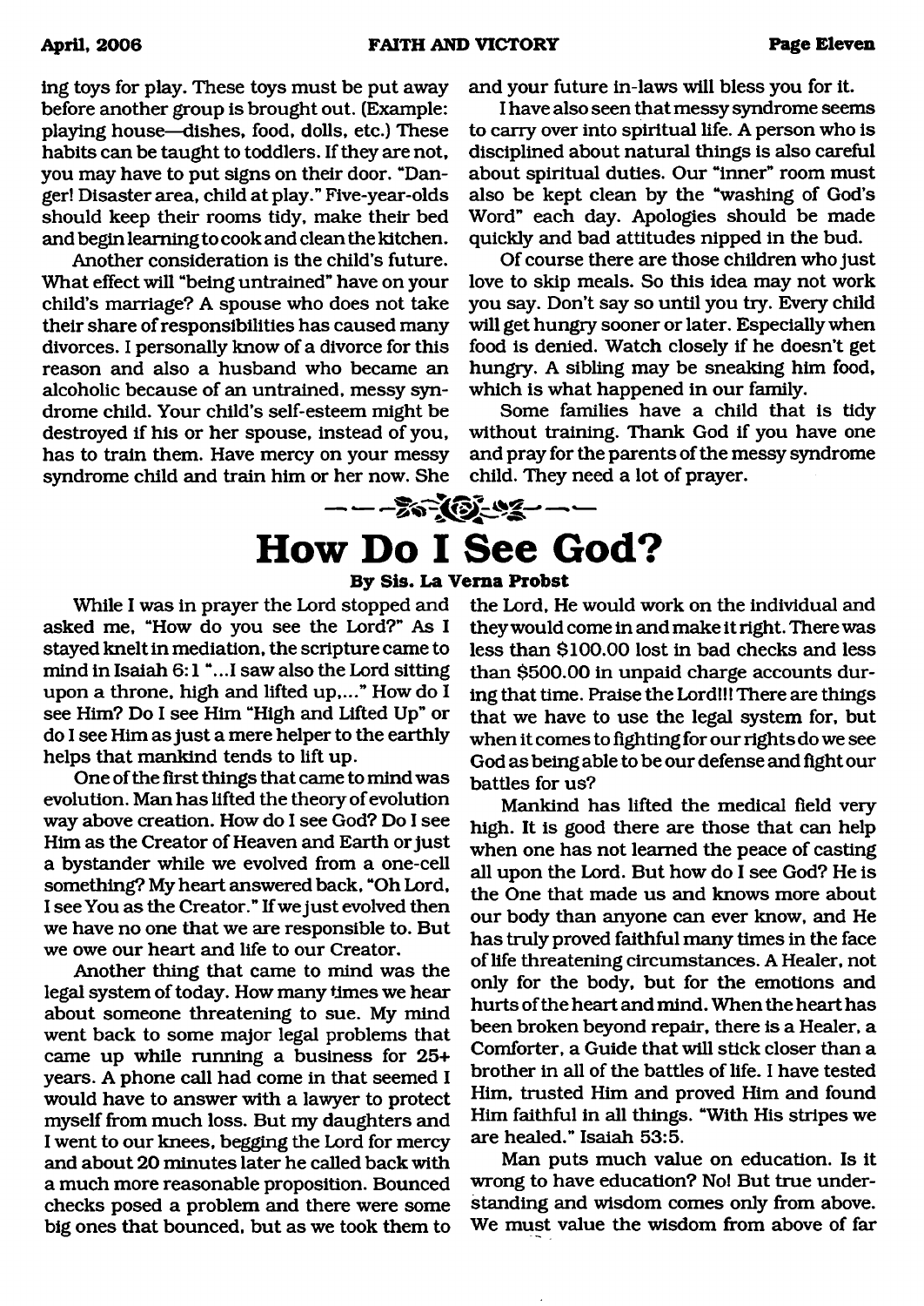ing toys for play. These toys must be put away before another group is brought out. (Example: playing house—dishes, food, dolls, etc.) These habits can be taught to toddlers. If they are not, you may have to put signs on their door. "Danger! Disaster area, child at play." Five-year-olds should keep their rooms tidy, make their bed and begin learning to cook and clean the kitchen.

Another consideration is the child's future. What effect will "being untrained" have on your child's marriage? A spouse who does not take their share of responsibilities has caused many divorces. I personally know of a divorce for this reason and also a husband who became an alcoholic because of an untrained, messy syndrome child. Your child's self-esteem might be destroyed if his or her spouse, instead of you, has to train them. Have mercy on your messy syndrome child and train him or her now. She and your future in-laws will bless you for it.

I have also seen that messy syndrome seems to carry over into spiritual life. A person who is disciplined about natural things is also careful about spiritual duties. Our "inner" room must also be kept clean by the "washing of God's Word" each day. Apologies should be made quickly and bad attitudes nipped in the bud.

Of course there are those children who just love to skip meals. So this idea may not work you say. Don't say so until you try. Every child will get hungry sooner or later. Especially when food is denied. Watch closely if he doesn't get hungry. A sibling may be sneaking him food, which is what happened in our family.

Some families have a child that is tidy without training. Thank God if you have one and pray for the parents of the messy syndrome child. They need a lot of prayer.

# How Do I See God?

**By Sis. La Verna Probst**

While I was in prayer the Lord stopped and asked me, "How do you see the Lord?" As I stayed knelt in mediation, the scripture came to mind in Isaiah 6:1 "...I saw also the Lord sitting upon a throne, high and lifted up,..." How do I see Him? Do I see Him "High and Lifted Up" or do I see Him as just a mere helper to the earthly helps that mankind tends to lift up.

One of the first things that came to mind was evolution. Man has lifted the theory of evolution way above creation. How do I see God? Do I see Him as the Creator of Heaven and Earth or just a bystander while we evolved from a one-cell something? My heart answered back, "Oh Lord, I see You as the Creator." If we just evolved then we have no one that we are responsible to. But we owe our heart and life to our Creator.

Another thing that came to mind was the legal system of today. How many times we hear about someone threatening to sue. My mind went back to some major legal problems that came up while running a business for 25+ years. A phone call had come in that seemed I would have to answer with a lawyer to protect myself from much loss. But my daughters and I went to our knees, begging the Lord for mercy and about 20 minutes later he called back with a much more reasonable proposition. Bounced checks posed a problem and there were some big ones that bounced, but as we took them to the Lord, He would work on the individual and they would come in and make it right. There was less than $100.00 lost in bad checks and less than $500.00 in unpaid charge accounts during that time. Praise the Lord!!! There are things that we have to use the legal system for, but when it comes to fighting for our rights do we see God as being able to be our defense and fight our battles for us?

Mankind has lifted the medical field very high. It is good there are those that can help when one has not learned the peace of casting all upon the Lord. But how do I see God? He is the One that made us and knows more about our body than anyone can ever know, and He has truly proved faithful many times in the face of life threatening circumstances. A Healer, not only for the body, but for the emotions and hurts of the heart and mind. When the heart has been broken beyond repair, there is a Healer, a Comforter, a Guide that will stick closer than a brother in all of the battles of life. I have tested Him, trusted Him and proved Him and found Him faithful in all things. "With His stripes we are healed." Isaiah 53:5.

Man puts much value on education. Is it wrong to have education? No! But true understanding and wisdom comes only from above. We must value the wisdom from above of far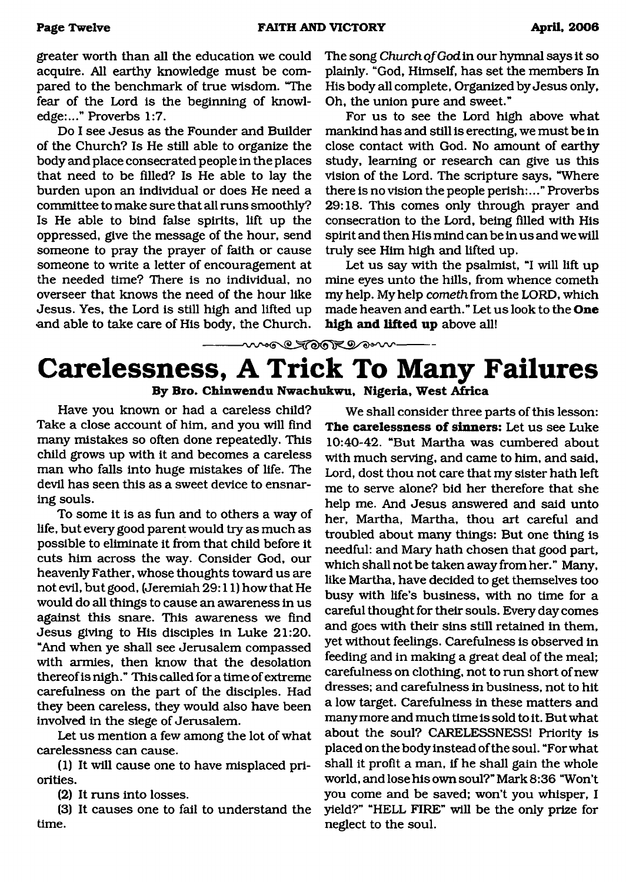greater worth than all the education we could acquire. All earthy knowledge must be compared to the benchmark of true wisdom. "The fear of the Lord is the beginning of knowledge:..." Proverbs 1:7.

Do I see Jesus as the Founder and Builder of the Church? Is He still able to organize the body and place consecrated people in the places that need to be filled? Is He able to lay the burden upon an individual or does He need a committee to make sure that all runs smoothly? Is He able to bind false spirits, lift up the oppressed, give the message of the hour, send someone to pray the prayer of faith or cause someone to write a letter of encouragement at the needed time? There is no individual, no overseer that knows the need of the hour like Jesus. Yes, the Lord is still high and lifted up and able to take care of His body, the Church.

The song *Church of God* in our hymnal says it so plainly. "God, Himself, has set the members In His body all complete, Organized by Jesus only, Oh, the union pure and sweet."

For us to see the Lord high above what mankind has and still is erecting, we must be in close contact with God. No amount of earthy study, learning or research can give us this vision of the Lord. The scripture says, "Where there is no vision the people perish:..." Proverbs 29:18. This comes only through prayer and consecration to the Lord, being filled with His spirit and then His mind can be in us and we will truly see Him high and lifted up.

Let us say with the psalmist, "I will lift up mine eyes unto the hills, from whence cometh my help. My help *cometh* from the LORD, which made heaven and earth." Let us look to the **One high and lifted up** above all!

# Carelessness, A Trick To Many Failures

**By Bro. Chinwendu Nwachukwu, Nigeria, West Africa**

Have you known or had a careless child? Take a close account of him, and you will find many mistakes so often done repeatedly. This child grows up with it and becomes a careless man who falls into huge mistakes of life. The devil has seen this as a sweet device to ensnaring souls.

To some it is as fun and to others a way of life, but every good parent would try as much as possible to eliminate it from that child before it cuts him across the way. Consider God, our heavenly Father, whose thoughts toward us are not evil, but good, (Jeremiah 29:11) how that He would do all things to cause an awareness in us against this snare. This awareness we find Jesus giving to His disciples in Luke 21:20. "And when ye shall see Jerusalem compassed with armies, then know that the desolation thereof is nigh." This called for a time of extreme carefulness on the part of the disciples. Had they been careless, they would also have been involved in the siege of Jerusalem.

Let us mention a few among the lot of what carelessness can cause.

(1) It will cause one to have misplaced priorities.

(2) It runs into losses.

(3) It causes one to fail to understand the time.

We shall consider three parts of this lesson:

**The carelessness of sinners:** Let us see Luke 10:40-42. "But Martha was cumbered about with much serving, and came to him, and said, Lord, dost thou not care that my sister hath left me to serve alone? bid her therefore that she help me. And Jesus answered and said unto her, Martha, Martha, thou art careful and troubled about many things: But one thing is needful: and Mary hath chosen that good part, which shall not be taken away from her." Many, like Martha, have decided to get themselves too busy with life's business, with no time for a careful thought for their souls. Every day comes and goes with their sins still retained in them, yet without feelings. Carefulness is observed in feeding and in making a great deal of the meal; carefulness on clothing, not to run short of new dresses; and carefulness in business, not to hit a low target. Carefulness in these matters and many more and much time is sold to it. But what about the soul? CARELESSNESS! Priority is placed on the body instead of the soul. "For what shall it profit a man, if he shall gain the whole world, and lose his own soul?" Mark 8:36 "Won't you come and be saved; won't you whisper, I yield?" "HELL FIRE" will be the only prize for neglect to the soul.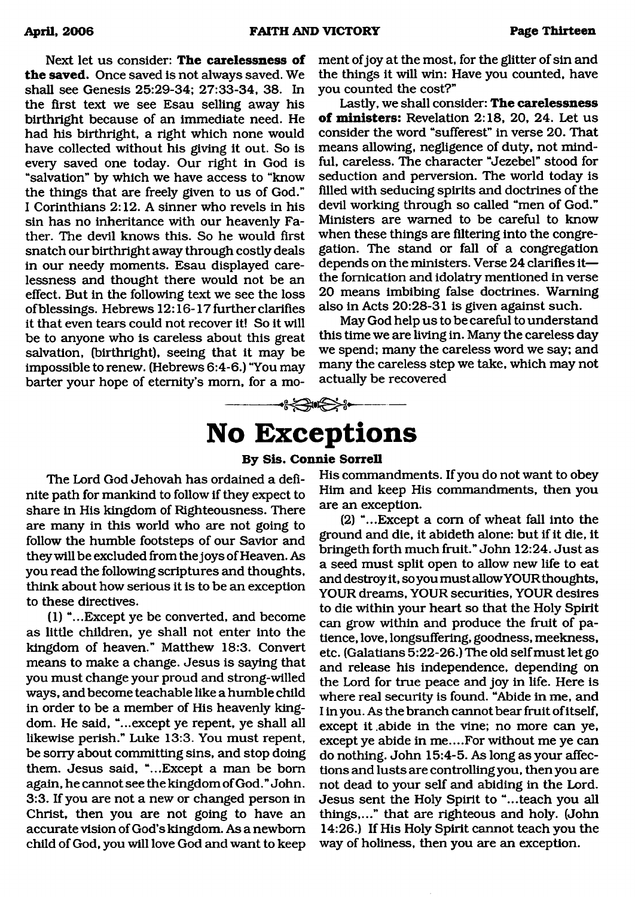Next let us consider: **The carelessness of the saved.** Once saved is not always saved. We shall see Genesis 25:29-34; 27:33-34, 38. In the first text we see Esau selling away his birthright because of an immediate need. He had his birthright, a right which none would have collected without his giving it out. So is every saved one today. Our right in God is "salvation" by which we have access to "know the things that are freely given to us of God." I Corinthians 2:12. A sinner who revels in his sin has no inheritance with our heavenly Father. The devil knows this. So he would first snatch our birthright away through costly deals in our needy moments. Esau displayed carelessness and thought there would not be an effect. But in the following text we see the loss of blessings. Hebrews 12:16-17 further clarifies it that even tears could not recover it! So it will be to anyone who is careless about this great salvation, (birthright), seeing that it may be impossible to renew. (Hebrews 6:4-6.) "You may barter your hope of eternity's morn, for a moment of joy at the most, for the glitter of sin and the things it will win: Have you counted, have you counted the cost?"

Lastly, we shall consider: **The carelessness of ministers:** Revelation 2:18, 20, 24. Let us consider the word "sufferest" in verse 20. That means allowing, negligence of duty, not mindful, careless. The character "Jezebel" stood for seduction and perversion. The world today is filled with seducing spirits and doctrines of the devil working through so called "men of God." Ministers are warned to be careful to know when these things are filtering into the congregation. The stand or fall of a congregation depends on the ministers. Verse 24 clarifies it—the fornication and idolatry mentioned in verse 20 means imbibing false doctrines. Warning also in Acts 20:28-31 is given against such.

May God help us to be careful to understand this time we are living in. Many the careless day we spend; many the careless word we say; and many the careless step we take, which may not actually be recovered

# No Exceptions

**By Sis. Connie Sorrell**

The Lord God Jehovah has ordained a definite path for mankind to follow if they expect to share in His kingdom of Righteousness. There are many in this world who are not going to follow the humble footsteps of our Savior and they will be excluded from the joys of Heaven. As you read the following scriptures and thoughts, think about how serious it is to be an exception to these directives.

(1) "...Except ye be converted, and become as little children, ye shall not enter into the kingdom of heaven." Matthew 18:3. Convert means to make a change. Jesus is saying that you must change your proud and strong-willed ways, and become teachable like a humble child in order to be a member of His heavenly kingdom. He said, "...except ye repent, ye shall all likewise perish." Luke 13:3. You must repent, be sorry about committing sins, and stop doing them. Jesus said, "...Except a man be born again, he cannot see the kingdom of God." John. 3:3. If you are not a new or changed person in Christ, then you are not going to have an accurate vision of God's kingdom. As a newborn child of God, you will love God and want to keep His commandments. If you do not want to obey Him and keep His commandments, then you are an exception.

(2) "...Except a corn of wheat fall into the ground and die, it abideth alone: but if it die, it bringeth forth much fruit." John 12:24. Just as a seed must split open to allow new life to eat and destroy it, so you must allow YOUR thoughts, YOUR dreams, YOUR securities, YOUR desires to die within your heart so that the Holy Spirit can grow within and produce the fruit of patience, love, longsuffering, goodness, meekness, etc. (Galatians 5:22-26.) The old self must let go and release his independence, depending on the Lord for true peace and joy in life. Here is where real security is found. "Abide in me, and I in you. As the branch cannot bear fruit of itself, except it abide in the vine; no more can ye, except ye abide in me....For without me ye can do nothing. John 15:4-5. As long as your affections and lusts are controlling you, then you are not dead to your self and abiding in the Lord. Jesus sent the Holy Spirit to "...teach you all things,..." that are righteous and holy. (John 14:26.) If His Holy Spirit cannot teach you the way of holiness, then you are an exception.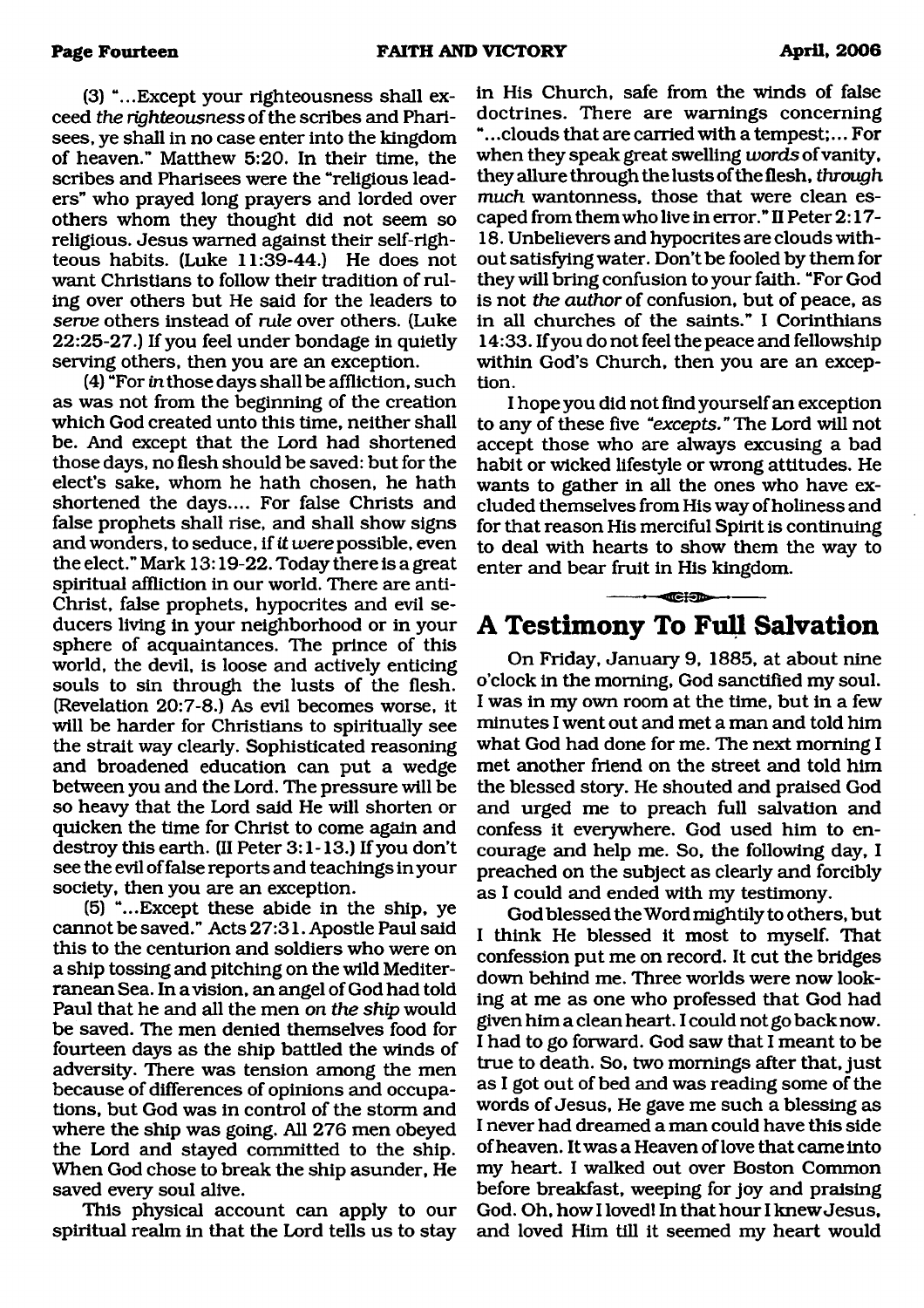(3) "...Except your righteousness shall exceed *the righteousness* of the scribes and Pharisees, ye shall in no case enter into the kingdom of heaven." Matthew 5:20. In their time, the scribes and Pharisees were the "religious leaders" who prayed long prayers and lorded over others whom they thought did not seem so religious. Jesus warned against their self-righteous habits. (Luke 11:39-44.) He does not want Christians to follow their tradition of ruling over others but He said for the leaders to *serve* others instead of *rule* over others. (Luke 22:25-27.) If you feel under bondage in quietly serving others, then you are an exception.

(4) "For *in* those days shall be affliction, such as was not from the beginning of the creation which God created unto this time, neither shall be. And except that the Lord had shortened those days, no flesh should be saved: but for the elect's sake, whom he hath chosen, he hath shortened the days.... For false Christs and false prophets shall rise, and shall show signs and wonders, to seduce, if *it were* possible, even the elect." Mark 13:19-22. Today there is a great spiritual affliction in our world. There are anti-Christ, false prophets, hypocrites and evil seducers living in your neighborhood or in your sphere of acquaintances. The prince of this world, the devil, is loose and actively enticing souls to sin through the lusts of the flesh. (Revelation 20:7-8.) As evil becomes worse, it will be harder for Christians to spiritually see the strait way clearly. Sophisticated reasoning and broadened education can put a wedge between you and the Lord. The pressure will be so heavy that the Lord said He will shorten or quicken the time for Christ to come again and destroy this earth. (II Peter 3:1-13.) If you don't see the evil of false reports and teachings in your society, then you are an exception.

(5) "...Except these abide in the ship, ye cannot be saved." Acts 27:31. Apostle Paul said this to the centurion and soldiers who were on a ship tossing and pitching on the wild Mediterranean Sea. In a vision, an angel of God had told Paul that he and all the men *on the ship* would be saved. The men denied themselves food for fourteen days as the ship battled the winds of adversity. There was tension among the men because of differences of opinions and occupations, but God was in control of the storm and where the ship was going. All 276 men obeyed the Lord and stayed committed to the ship. When God chose to break the ship asunder, He saved every soul alive.

This physical account can apply to our spiritual realm in that the Lord tells us to stay in His Church, safe from the winds of false doctrines. There are warnings concerning "...clouds that are carried with a tempest;... For when they speak great swelling *words* of vanity, they allure through the lusts of the flesh, *through much* wantonness, those that were clean escaped from them who live in error." II Peter 2:17-18. Unbelievers and hypocrites are clouds without satisfying water. Don't be fooled by them for they will bring confusion to your faith. "For God is not *the author* of confusion, but of peace, as in all churches of the saints." I Corinthians 14:33. If you do not feel the peace and fellowship within God's Church, then you are an exception.

I hope you did not find yourself an exception to any of these five *"excepts."* The Lord will not accept those who are always excusing a bad habit or wicked lifestyle or wrong attitudes. He wants to gather in all the ones who have excluded themselves from His way of holiness and for that reason His merciful Spirit is continuing to deal with hearts to show them the way to enter and bear fruit in His kingdom.

## A Testimony To Full Salvation

On Friday, January 9, 1885, at about nine o'clock in the morning, God sanctified my soul. I was in my own room at the time, but in a few minutes I went out and met a man and told him what God had done for me. The next morning I met another friend on the street and told him the blessed story. He shouted and praised God and urged me to preach full salvation and confess it everywhere. God used him to encourage and help me. So, the following day, I preached on the subject as clearly and forcibly as I could and ended with my testimony.

God blessed the Word mightily to others, but I think He blessed it most to myself. That confession put me on record. It cut the bridges down behind me. Three worlds were now looking at me as one who professed that God had given him a clean heart. I could not go back now. I had to go forward. God saw that I meant to be true to death. So, two mornings after that, just as I got out of bed and was reading some of the words of Jesus, He gave me such a blessing as I never had dreamed a man could have this side of heaven. It was a Heaven of love that came into my heart. I walked out over Boston Common before breakfast, weeping for joy and praising God. Oh, how I loved! In that hour I knew Jesus, and loved Him till it seemed my heart would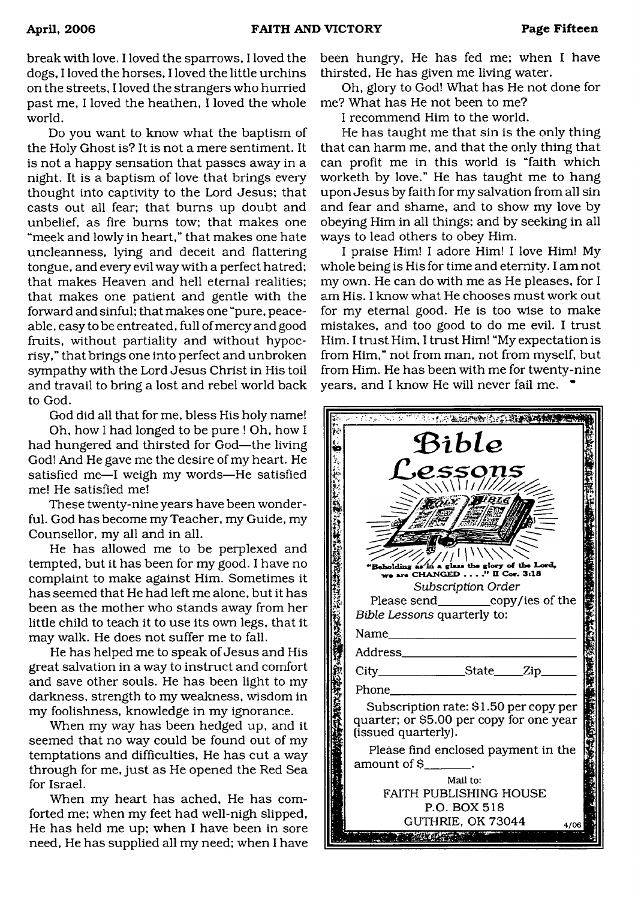break with love. I loved the sparrows, I loved the dogs, I loved the horses, I loved the little urchins on the streets, I loved the strangers who hurried past me, I loved the heathen, I loved the whole world.

Do you want to know what the baptism of the Holy Ghost is? It is not a mere sentiment. It is not a happy sensation that passes away in a night. It is a baptism of love that brings every thought into captivity to the Lord Jesus; that casts out all fear; that burns up doubt and unbelief, as fire burns tow; that makes one "meek and lowly in heart," that makes one hate uncleanness, lying and deceit and flattering tongue, and every evil way with a perfect hatred; that makes Heaven and hell eternal realities; that makes one patient and gentle with the forward and sinful; that makes one "pure, peaceable, easy to be entreated, full of mercy and good fruits, without partiality and without hypocrisy," that brings one into perfect and unbroken sympathy with the Lord Jesus Christ in His toil and travail to bring a lost and rebel world back to God.

God did all that for me, bless His holy name!

Oh, how I had longed to be pure ! Oh, how I had hungered and thirsted for God—the living God! And He gave me the desire of my heart. He satisfied me—I weigh my words—He satisfied me! He satisfied me!

These twenty-nine years have been wonderful. God has become my Teacher, my Guide, my Counsellor, my all and in all.

He has allowed me to be perplexed and tempted, but it has been for my good. I have no complaint to make against Him. Sometimes it has seemed that He had left me alone, but it has been as the mother who stands away from her little child to teach it to use its own legs, that it may walk. He does not suffer me to fall.

He has helped me to speak of Jesus and His great salvation in a way to instruct and comfort and save other souls. He has been light to my darkness, strength to my weakness, wisdom in my foolishness, knowledge in my ignorance.

When my way has been hedged up, and it seemed that no way could be found out of my temptations and difficulties, He has cut a way through for me, just as He opened the Red Sea for Israel.

When my heart has ached, He has comforted me; when my feet had well-nigh slipped, He has held me up; when I have been in sore need, He has supplied all my need; when I have been hungry, He has fed me; when I have thirsted, He has given me living water.

Oh, glory to God! What has He not done for me? What has He not been to me?

I recommend Him to the world.

He has taught me that sin is the only thing that can harm me, and that the only thing that can profit me in this world is "faith which worketh by love." He has taught me to hang upon Jesus by faith for my salvation from all sin and fear and shame, and to show my love by obeying Him in all things; and by seeking in all ways to lead others to obey Him.

I praise Him! I adore Him! I love Him! My whole being is His for time and eternity. I am not my own. He can do with me as He pleases, for I am His. I know what He chooses must work out for my eternal good. He is too wise to make mistakes, and too good to do me evil. I trust Him. I trust Him, I trust Him! "My expectation is from Him," not from man, not from myself, but from Him. He has been with me for twenty-nine years, and I know He will never fail me.

---

# Bible Lessons

"Beholding as in a glass the glory of the Lord, we are CHANGED . . . ." II Cor. 3:18

*Subscription Order*

Please send________copy/ies of the *Bible Lessons* quarterly to:

Name______________________________

Address____________________________

City______________State_____Zip______

Phone______________________________

Subscription rate: $1.50 per copy per quarter; or $5.00 per copy for one year (issued quarterly).

Please find enclosed payment in the amount of $_______.

Mail to:
FAITH PUBLISHING HOUSE
P.O. BOX 518
GUTHRIE, OK 73044

4/06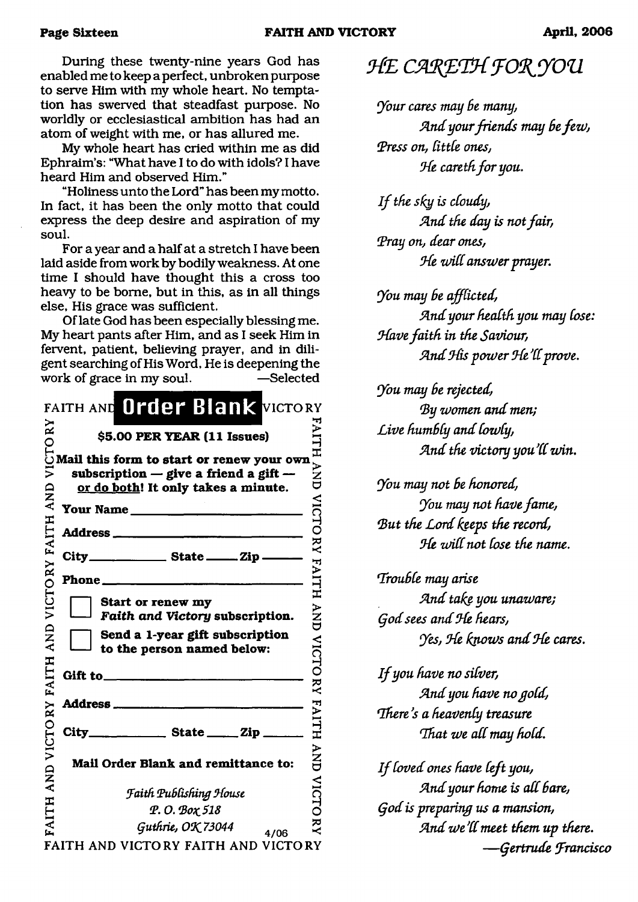During these twenty-nine years God has enabled me to keep a perfect, unbroken purpose to serve Him with my whole heart. No temptation has swerved that steadfast purpose. No worldly or ecclesiastical ambition has had an atom of weight with me, or has allured me.

My whole heart has cried within me as did Ephraim's: "What have I to do with idols? I have heard Him and observed Him."

"Holiness unto the Lord" has been my motto. In fact, it has been the only motto that could express the deep desire and aspiration of my soul.

For a year and a half at a stretch I have been laid aside from work by bodily weakness. At one time I should have thought this a cross too heavy to be borne, but in this, as in all things else, His grace was sufficient.

Of late God has been especially blessing me. My heart pants after Him, and as I seek Him in fervent, patient, believing prayer, and in diligent searching of His Word, He is deepening the work of grace in my soul. —Selected

## FAITH AND VICTORY Order Blank

**$5.00 PER YEAR (11 Issues)**

**Mail this form to start or renew your own subscription — give a friend a gift — or do both! It only takes a minute.**

**Your Name** ____________________

**Address** ____________________

**City** __________ **State** _____ **Zip** _____

**Phone** ____________________

☐ **Start or renew my *Faith and Victory* subscription.**

☐ **Send a 1-year gift subscription to the person named below:**

**Gift to** ____________________

**Address** ____________________

**City** __________ **State** _____ **Zip** _____

**Mail Order Blank and remittance to:**

*Faith Publishing House*
*P. O. Box 518*
*Guthrie, OK 73044*

4/06

FAITH AND VICTORY FAITH AND VICTORY

## *HE CARETH FOR YOU*

*Your cares may be many,*
*And your friends may be few,*
*Press on, little ones,*
*He careth for you.*

*If the sky is cloudy,*
*And the day is not fair,*
*Pray on, dear ones,*
*He will answer prayer.*

*You may be afflicted,*
*And your health you may lose:*
*Have faith in the Saviour,*
*And His power He'll prove.*

*You may be rejected,*
*By women and men;*
*Live humbly and lowly,*
*And the victory you'll win.*

*You may not be honored,*
*You may not have fame,*
*But the Lord keeps the record,*
*He will not lose the name.*

*Trouble may arise*
*And take you unaware;*
*God sees and He hears,*
*Yes, He knows and He cares.*

*If you have no silver,*
*And you have no gold,*
*There's a heavenly treasure*
*That we all may hold.*

*If loved ones have left you,*
*And your home is all bare,*
*God is preparing us a mansion,*
*And we'll meet them up there.*

*—Gertrude Francisco*